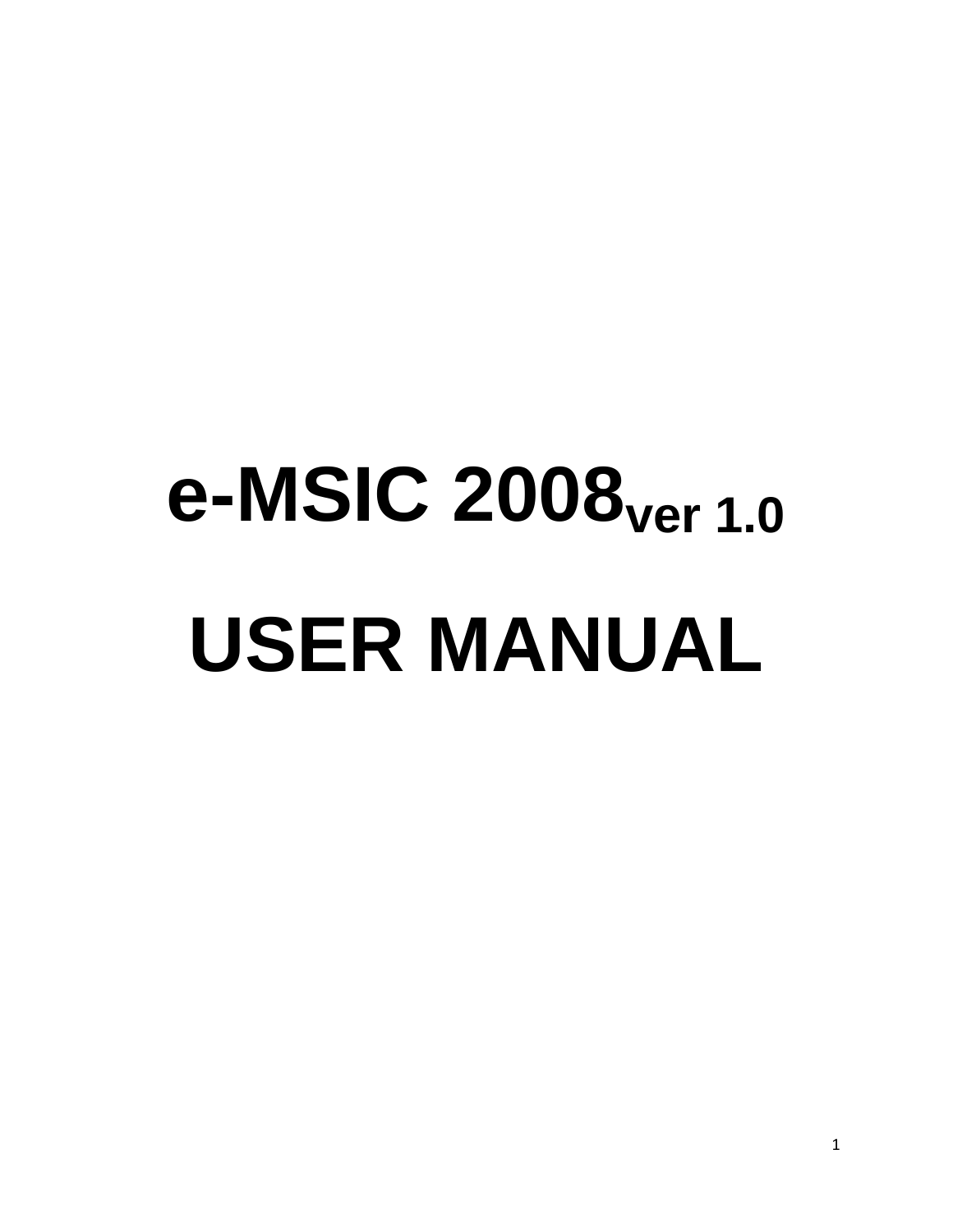# e-MSIC 2008ver 1.0

# USER MANUAL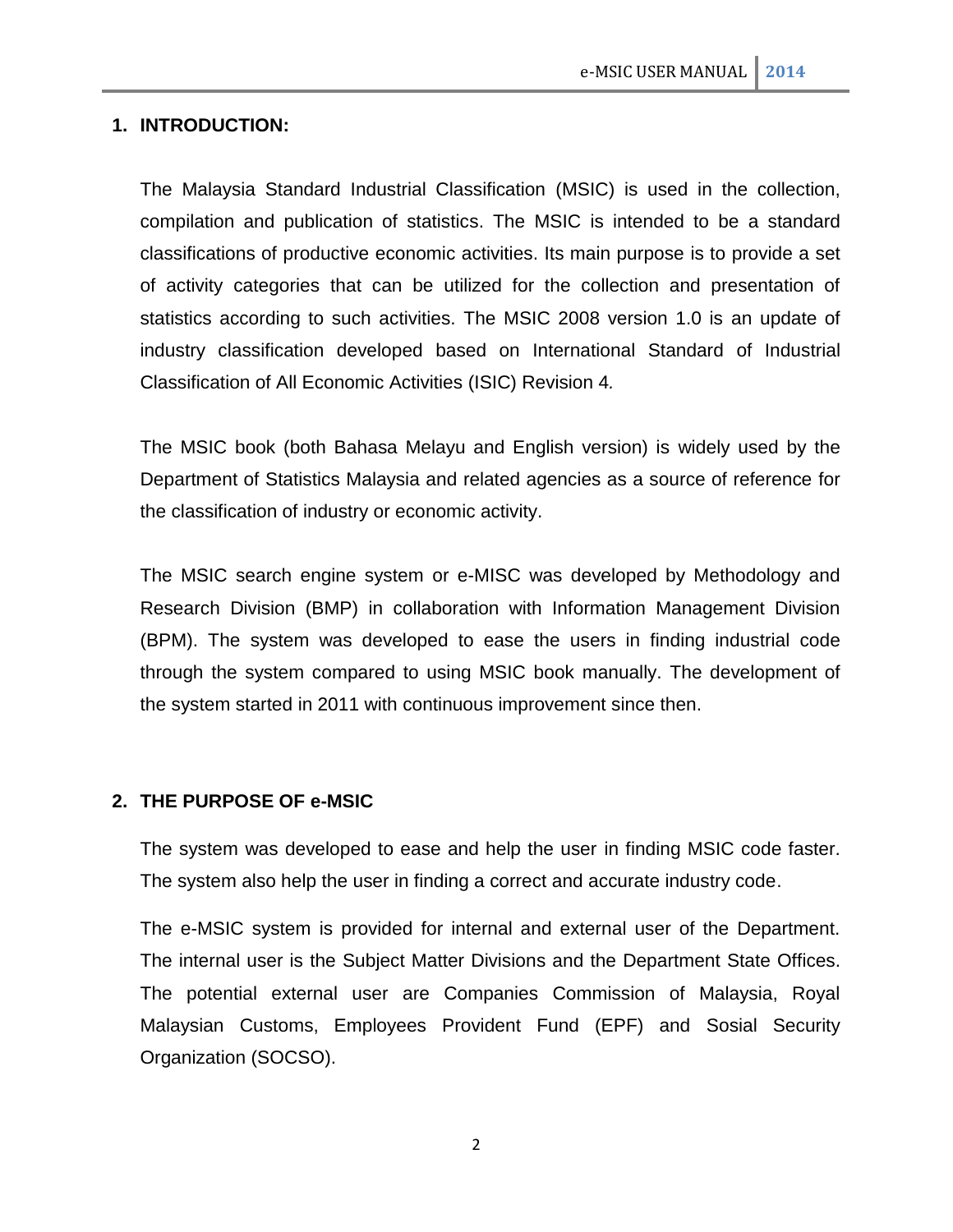## 1. INTRODUCTION:

The Malaysia Standard Industrial Classification (MSIC) is used in the collection, compilation and publication of statistics. The MSIC is intended to be a standard classifications of productive economic activities. Its main purpose is to provide a set of activity categories that can be utilized for the collection and presentation of statistics according to such activities. The MSIC 2008 version 1.0 is an update of industry classification developed based on International Standard of Industrial Classification of All Economic Activities (ISIC) Revision 4*.*

The MSIC book (both Bahasa Melayu and English version) is widely used by the Department of Statistics Malaysia and related agencies as a source of reference for the classification of industry or economic activity.

The MSIC search engine system or e-MISC was developed by Methodology and Research Division (BMP) in collaboration with Information Management Division (BPM). The system was developed to ease the users in finding industrial code through the system compared to using MSIC book manually. The development of the system started in 2011 with continuous improvement since then.

## 2. THE PURPOSE OF e-MSIC

The system was developed to ease and help the user in finding MSIC code faster. The system also help the user in finding a correct and accurate industry code.

The e-MSIC system is provided for internal and external user of the Department. The internal user is the Subject Matter Divisions and the Department State Offices. The potential external user are Companies Commission of Malaysia, Royal Malaysian Customs, Employees Provident Fund (EPF) and Sosial Security Organization (SOCSO).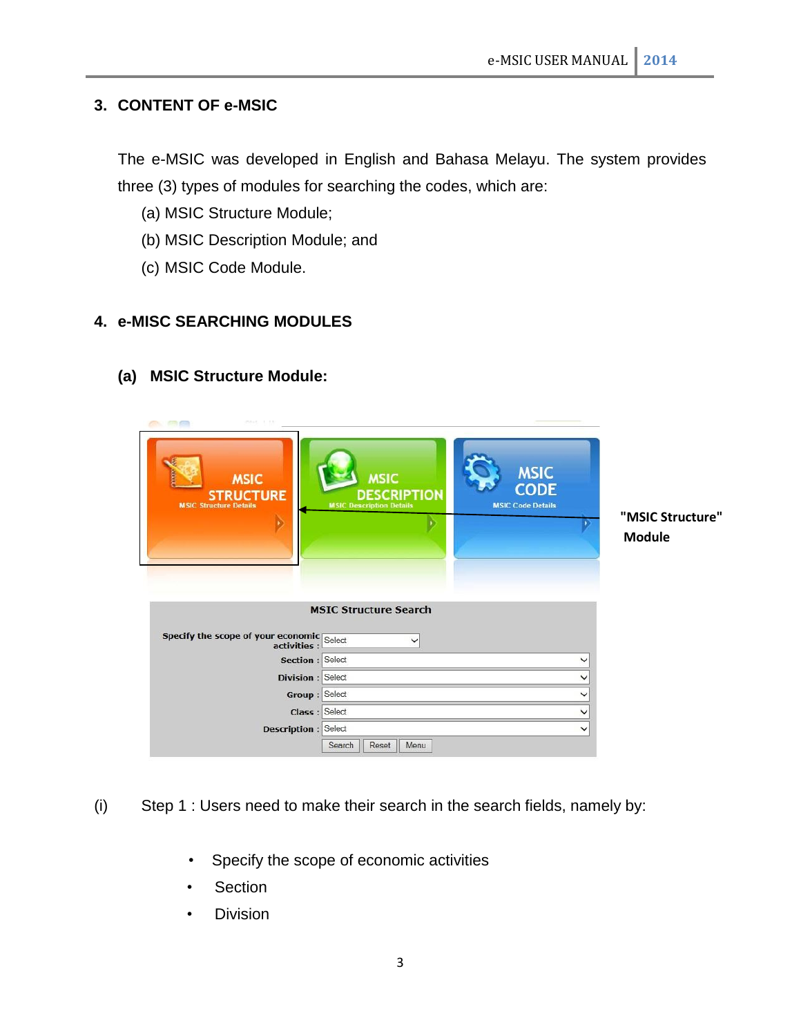## 3. CONTENT OF e-MSIC

The e-MSIC was developed in English and Bahasa Melayu. The system provides three (3) types of modules for searching the codes, which are:

(a) MSIC Structure Module;

(b) MSIC Description Module; and

(c) MSIC Code Module.

## 4. e-MISC SEARCHING MODULES

### (a) MSIC Structure Module:

"MSIC Structure" Module

(i) Step 1 : Users need to make their search in the search fields, namely by:

- Specify the scope of economic activities
- Section
- Division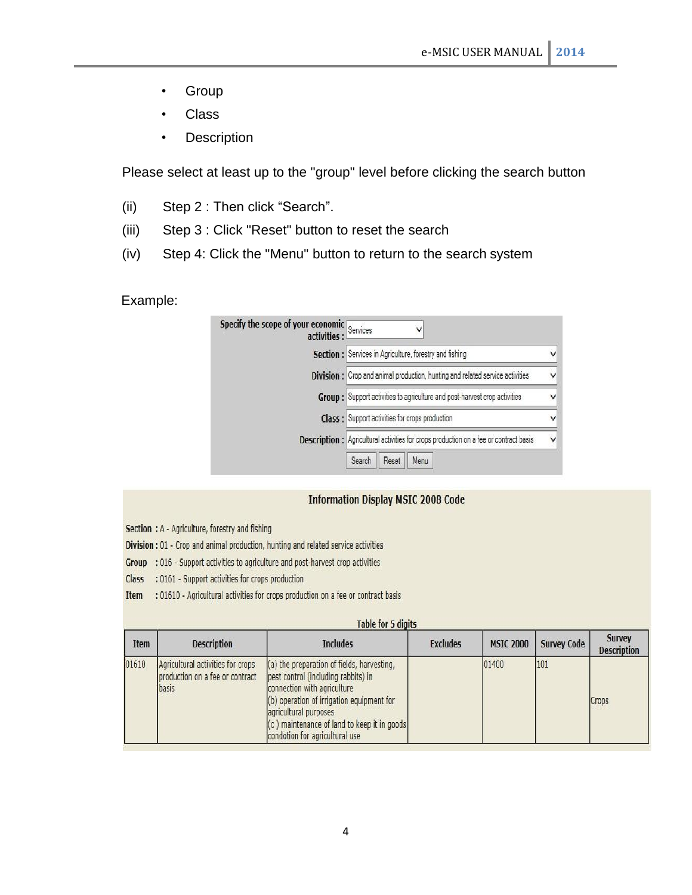- Group
- Class
- Description

Please select at least up to the "group" level before clicking the search button

(ii) Step 2 : Then click “Search”.

(iii) Step 3 : Click "Reset" button to reset the search

(iv) Step 4: Click the "Menu" button to return to the search system

Example:

| | |
|---|---|
| Specify the scope of your economic activities : | Services |
| Section : | Services in Agriculture, forestry and fishing |
| Division : | Crop and animal production, hunting and related service activities |
| Group : | Support activities to agriculture and post-harvest crop activities |
| Class : | Support activities for crops production |
| Description : | Agricultural activities for crops production on a fee or contract basis |
| | Search Reset Menu |

**Information Display MSIC 2008 Code**

**Section** : A - Agriculture, forestry and fishing

**Division** : 01 - Crop and animal production, hunting and related service activities

**Group** : 016 - Support activities to agriculture and post-harvest crop activities

**Class** : 0161 - Support activities for crops production

**Item** : 01610 - Agricultural activities for crops production on a fee or contract basis

**Table for 5 digits**

| Item | Description | Includes | Excludes | MSIC 2000 | Survey Code | Survey Description |
|---|---|---|---|---|---|---|
| 01610 | Agricultural activities for crops production on a fee or contract basis | (a) the preparation of fields, harvesting, pest control (including rabbits) in connection with agriculture<br>(b) operation of irrigation equipment for agricultural purposes<br>(c ) maintenance of land to keep it in goods condotion for agricultural use | | 01400 | 101 | Crops |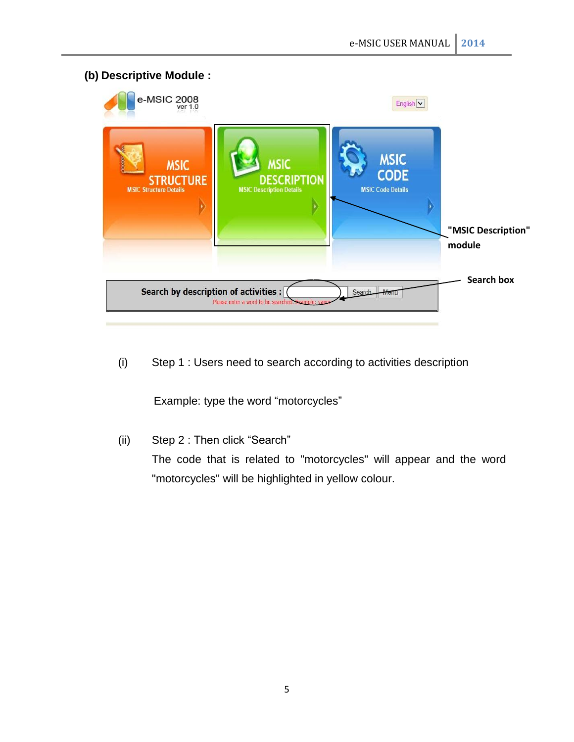**(b) Descriptive Module :**

"MSIC Description" module

Search box

(i) Step 1 : Users need to search according to activities description

Example: type the word "motorcycles"

(ii) Step 2 : Then click "Search"

The code that is related to "motorcycles" will appear and the word "motorcycles" will be highlighted in yellow colour.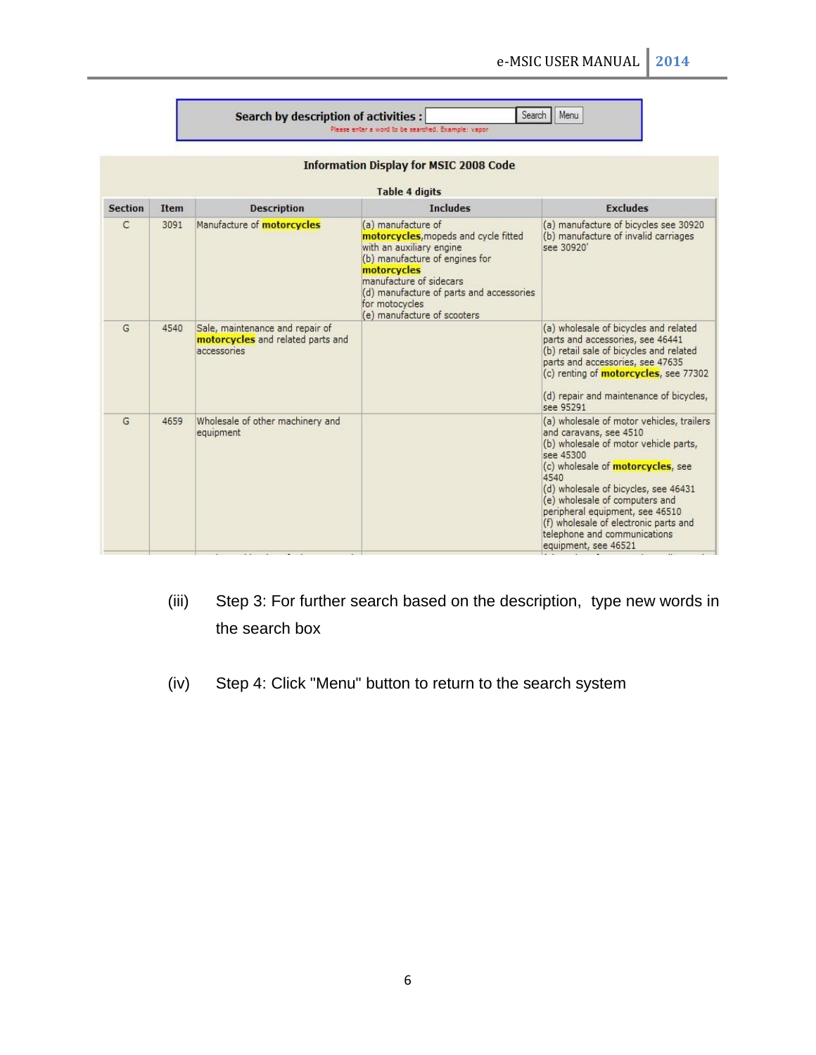Search by description of activities : [ ] Search Menu

Please enter a word to be searched. Example: vapor

**Information Display for MSIC 2008 Code**

**Table 4 digits**

| Section | Item | Description | Includes | Excludes |
|---|---|---|---|---|
| C | 3091 | Manufacture of **motorcycles** | (a) manufacture of **motorcycles**,mopeds and cycle fitted with an auxiliary engine<br>(b) manufacture of engines for **motorcycles**<br>manufacture of sidecars<br>(d) manufacture of parts and accessories for motocycles<br>(e) manufacture of scooters | (a) manufacture of bicycles see 30920<br>(b) manufacture of invalid carriages see 30920' |
| G | 4540 | Sale, maintenance and repair of **motorcycles** and related parts and accessories | | (a) wholesale of bicycles and related parts and accessories, see 46441<br>(b) retail sale of bicycles and related parts and accessories, see 47635<br>(c) renting of **motorcycles**, see 77302<br><br>(d) repair and maintenance of bicycles, see 95291 |
| G | 4659 | Wholesale of other machinery and equipment | | (a) wholesale of motor vehicles, trailers and caravans, see 4510<br>(b) wholesale of motor vehicle parts, see 45300<br>(c) wholesale of **motorcycles**, see 4540<br>(d) wholesale of bicycles, see 46431<br>(e) wholesale of computers and peripheral equipment, see 46510<br>(f) wholesale of electronic parts and telephone and communications equipment, see 46521 |

(iii) Step 3: For further search based on the description, type new words in the search box

(iv) Step 4: Click "Menu" button to return to the search system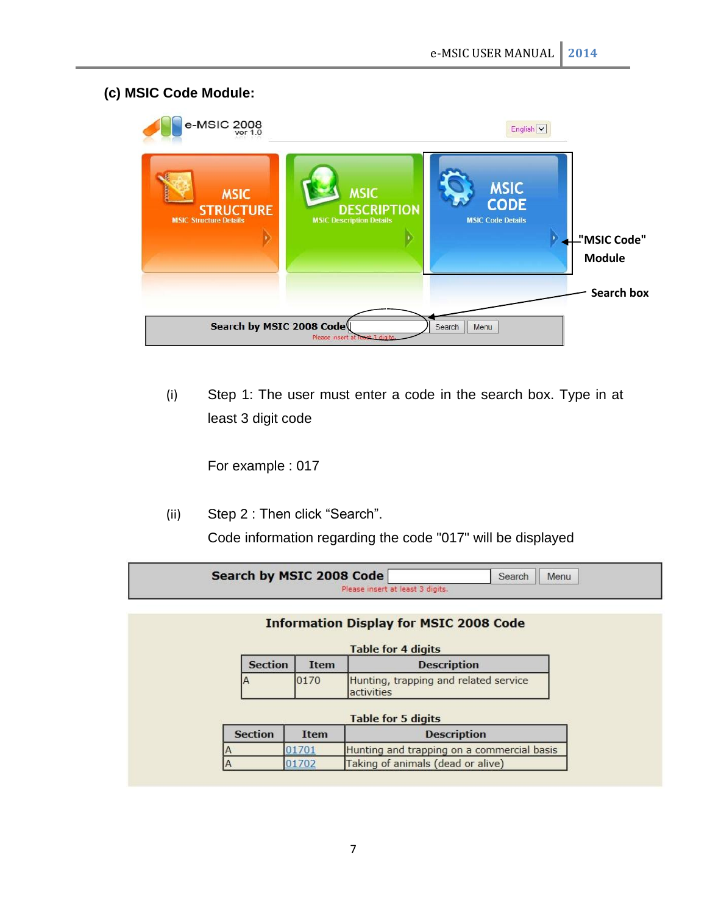### (c) MSIC Code Module:

e-MSIC 2008 ver 1.0

English

MSIC STRUCTURE — MSIC Structure Details

MSIC DESCRIPTION — MSIC Description Details

MSIC CODE — MSIC Code Details

"MSIC Code" Module

Search box

Search by MSIC 2008 Code [ ] Search Menu

Please insert at least 3 digits.

(i) Step 1: The user must enter a code in the search box. Type in at least 3 digit code

For example : 017

(ii) Step 2 : Then click "Search".

Code information regarding the code "017" will be displayed

Search by MSIC 2008 Code [ ] Search Menu

Please insert at least 3 digits.

**Information Display for MSIC 2008 Code**

Table for 4 digits

| Section | Item | Description |
|---|---|---|
| A | 0170 | Hunting, trapping and related service activities |

Table for 5 digits

| Section | Item | Description |
|---|---|---|
| A | 01701 | Hunting and trapping on a commercial basis |
| A | 01702 | Taking of animals (dead or alive) |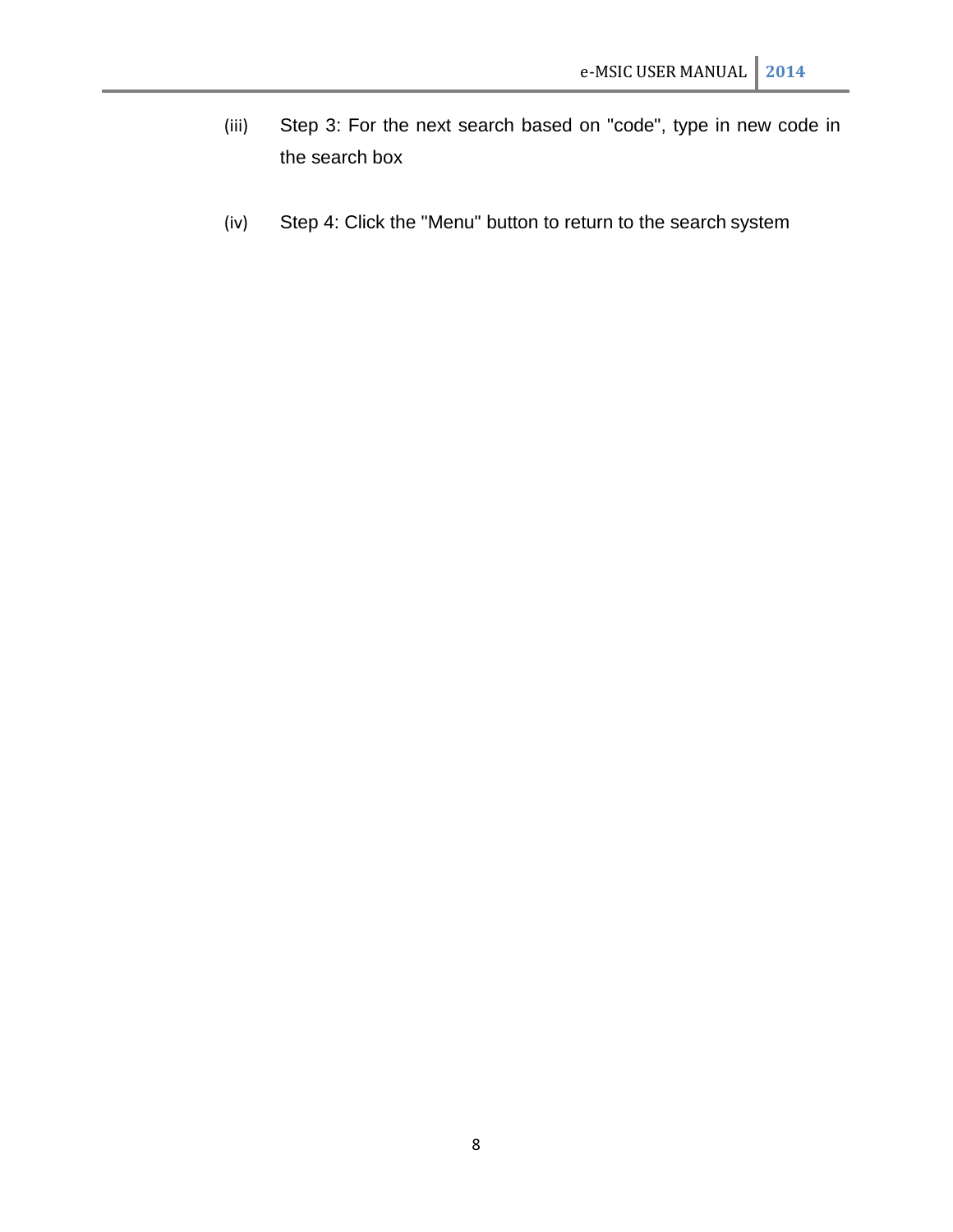(iii) Step 3: For the next search based on "code", type in new code in the search box

(iv) Step 4: Click the "Menu" button to return to the search system